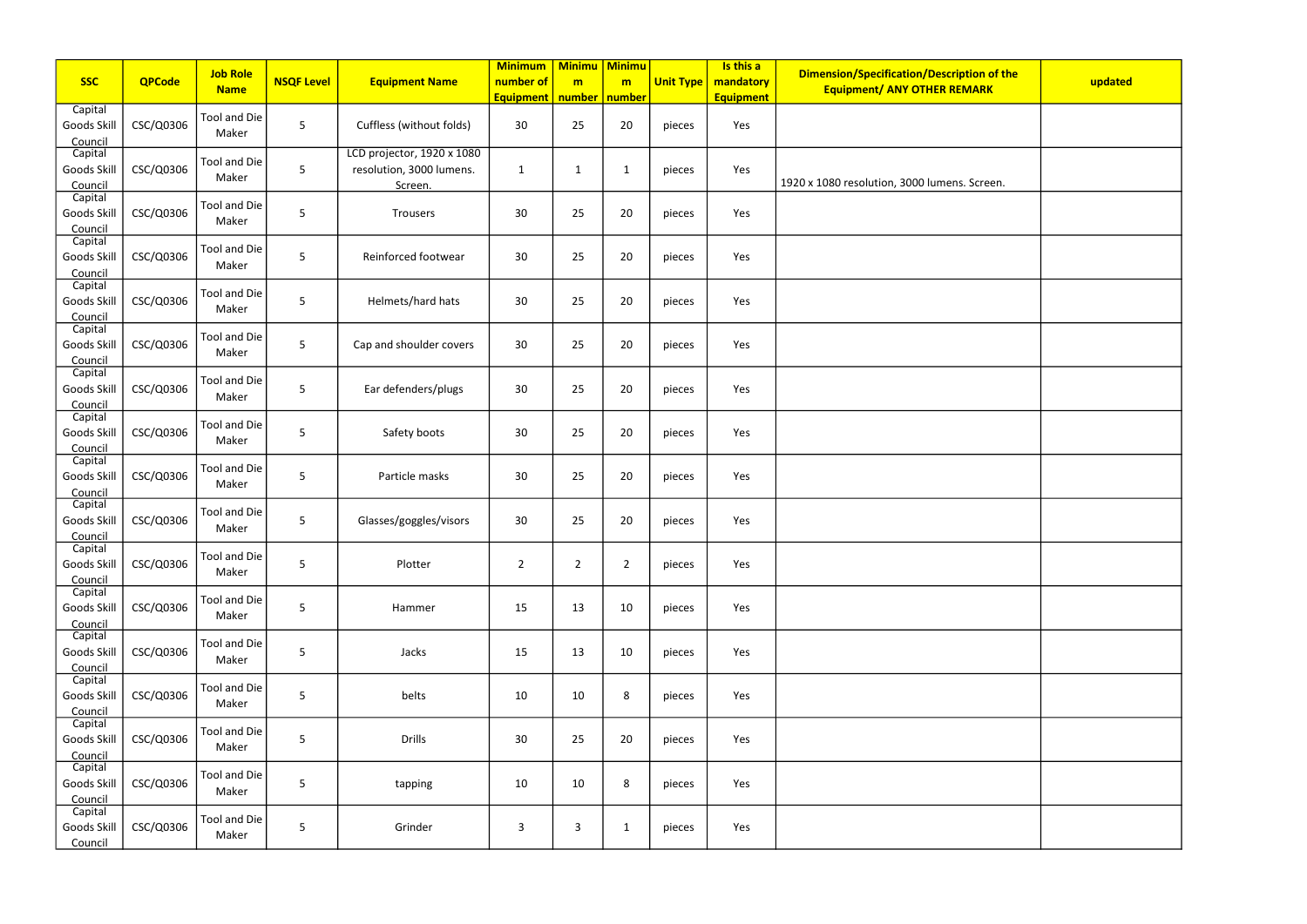| SSC | QPCode | Job Role Name | NSQF Level | Equipment Name | Minimum number of Equipment | Minimum number | Minimum number | Unit Type | Is this a mandatory Equipment | Dimension/Specification/Description of the Equipment/ ANY OTHER REMARK | updated |
|---|---|---|---|---|---|---|---|---|---|---|---|
| Capital Goods Skill Council | CSC/Q0306 | Tool and Die Maker | 5 | Cuffless (without folds) | 30 | 25 | 20 | pieces | Yes | | |
| Capital Goods Skill Council | CSC/Q0306 | Tool and Die Maker | 5 | LCD projector, 1920 x 1080 resolution, 3000 lumens. Screen. | 1 | 1 | 1 | pieces | Yes | 1920 x 1080 resolution, 3000 lumens. Screen. | |
| Capital Goods Skill Council | CSC/Q0306 | Tool and Die Maker | 5 | Trousers | 30 | 25 | 20 | pieces | Yes | | |
| Capital Goods Skill Council | CSC/Q0306 | Tool and Die Maker | 5 | Reinforced footwear | 30 | 25 | 20 | pieces | Yes | | |
| Capital Goods Skill Council | CSC/Q0306 | Tool and Die Maker | 5 | Helmets/hard hats | 30 | 25 | 20 | pieces | Yes | | |
| Capital Goods Skill Council | CSC/Q0306 | Tool and Die Maker | 5 | Cap and shoulder covers | 30 | 25 | 20 | pieces | Yes | | |
| Capital Goods Skill Council | CSC/Q0306 | Tool and Die Maker | 5 | Ear defenders/plugs | 30 | 25 | 20 | pieces | Yes | | |
| Capital Goods Skill Council | CSC/Q0306 | Tool and Die Maker | 5 | Safety boots | 30 | 25 | 20 | pieces | Yes | | |
| Capital Goods Skill Council | CSC/Q0306 | Tool and Die Maker | 5 | Particle masks | 30 | 25 | 20 | pieces | Yes | | |
| Capital Goods Skill Council | CSC/Q0306 | Tool and Die Maker | 5 | Glasses/goggles/visors | 30 | 25 | 20 | pieces | Yes | | |
| Capital Goods Skill Council | CSC/Q0306 | Tool and Die Maker | 5 | Plotter | 2 | 2 | 2 | pieces | Yes | | |
| Capital Goods Skill Council | CSC/Q0306 | Tool and Die Maker | 5 | Hammer | 15 | 13 | 10 | pieces | Yes | | |
| Capital Goods Skill Council | CSC/Q0306 | Tool and Die Maker | 5 | Jacks | 15 | 13 | 10 | pieces | Yes | | |
| Capital Goods Skill Council | CSC/Q0306 | Tool and Die Maker | 5 | belts | 10 | 10 | 8 | pieces | Yes | | |
| Capital Goods Skill Council | CSC/Q0306 | Tool and Die Maker | 5 | Drills | 30 | 25 | 20 | pieces | Yes | | |
| Capital Goods Skill Council | CSC/Q0306 | Tool and Die Maker | 5 | tapping | 10 | 10 | 8 | pieces | Yes | | |
| Capital Goods Skill Council | CSC/Q0306 | Tool and Die Maker | 5 | Grinder | 3 | 3 | 1 | pieces | Yes | | |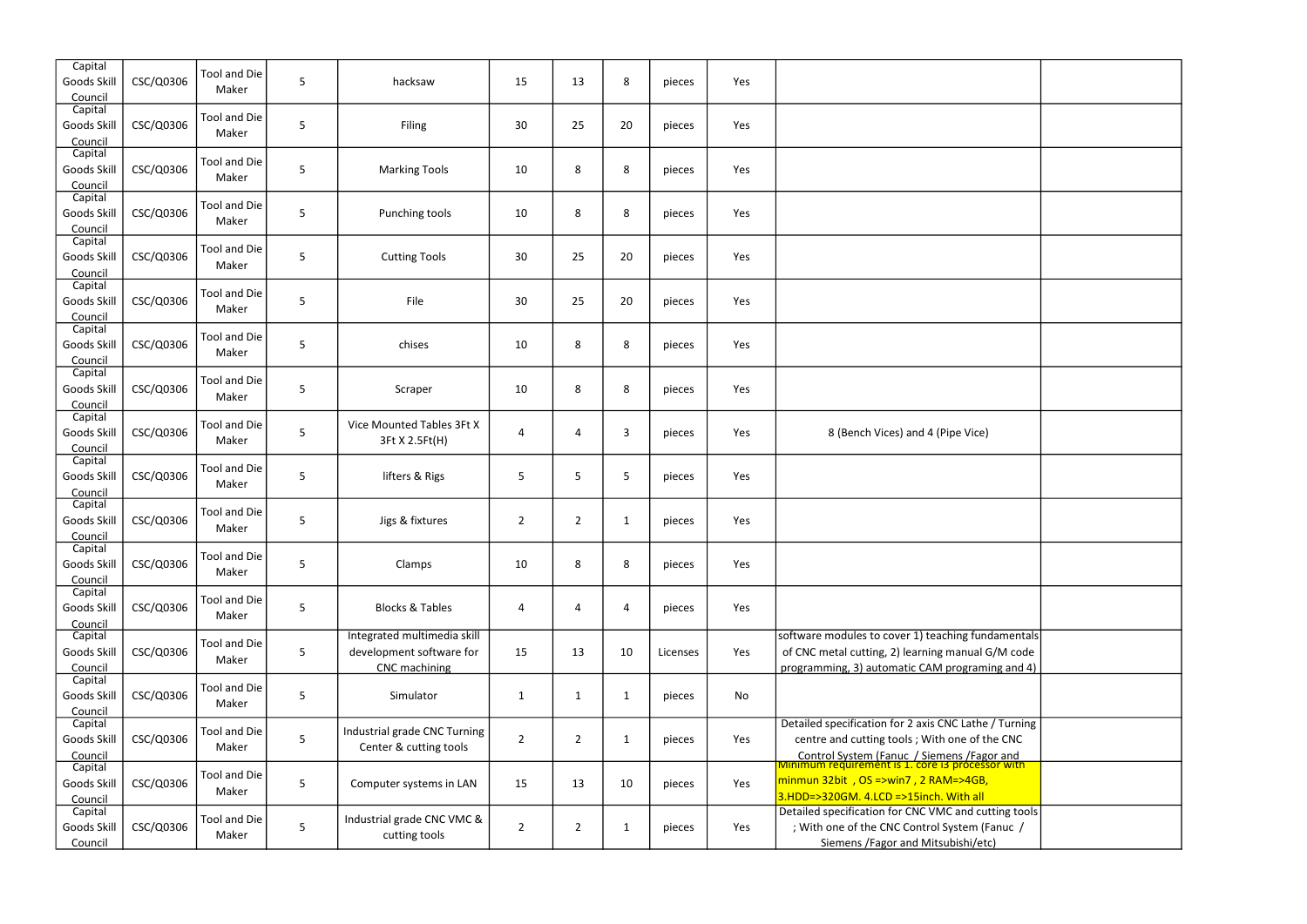| | | | | | | | | | | | |
|---|---|---|---|---|---|---|---|---|---|---|---|
| Capital Goods Skill Council | CSC/Q0306 | Tool and Die Maker | 5 | hacksaw | 15 | 13 | 8 | pieces | Yes | | |
| Capital Goods Skill Council | CSC/Q0306 | Tool and Die Maker | 5 | Filing | 30 | 25 | 20 | pieces | Yes | | |
| Capital Goods Skill Council | CSC/Q0306 | Tool and Die Maker | 5 | Marking Tools | 10 | 8 | 8 | pieces | Yes | | |
| Capital Goods Skill Council | CSC/Q0306 | Tool and Die Maker | 5 | Punching tools | 10 | 8 | 8 | pieces | Yes | | |
| Capital Goods Skill Council | CSC/Q0306 | Tool and Die Maker | 5 | Cutting Tools | 30 | 25 | 20 | pieces | Yes | | |
| Capital Goods Skill Council | CSC/Q0306 | Tool and Die Maker | 5 | File | 30 | 25 | 20 | pieces | Yes | | |
| Capital Goods Skill Council | CSC/Q0306 | Tool and Die Maker | 5 | chises | 10 | 8 | 8 | pieces | Yes | | |
| Capital Goods Skill Council | CSC/Q0306 | Tool and Die Maker | 5 | Scraper | 10 | 8 | 8 | pieces | Yes | | |
| Capital Goods Skill Council | CSC/Q0306 | Tool and Die Maker | 5 | Vice Mounted Tables 3Ft X 3Ft X 2.5Ft(H) | 4 | 4 | 3 | pieces | Yes | 8 (Bench Vices) and 4 (Pipe Vice) | |
| Capital Goods Skill Council | CSC/Q0306 | Tool and Die Maker | 5 | lifters & Rigs | 5 | 5 | 5 | pieces | Yes | | |
| Capital Goods Skill Council | CSC/Q0306 | Tool and Die Maker | 5 | Jigs & fixtures | 2 | 2 | 1 | pieces | Yes | | |
| Capital Goods Skill Council | CSC/Q0306 | Tool and Die Maker | 5 | Clamps | 10 | 8 | 8 | pieces | Yes | | |
| Capital Goods Skill Council | CSC/Q0306 | Tool and Die Maker | 5 | Blocks & Tables | 4 | 4 | 4 | pieces | Yes | | |
| Capital Goods Skill Council | CSC/Q0306 | Tool and Die Maker | 5 | Integrated multimedia skill development software for CNC machining | 15 | 13 | 10 | Licenses | Yes | software modules to cover 1) teaching fundamentals of CNC metal cutting, 2) learning manual G/M code programming, 3) automatic CAM programing and 4) | |
| Capital Goods Skill Council | CSC/Q0306 | Tool and Die Maker | 5 | Simulator | 1 | 1 | 1 | pieces | No | | |
| Capital Goods Skill Council | CSC/Q0306 | Tool and Die Maker | 5 | Industrial grade CNC Turning Center & cutting tools | 2 | 2 | 1 | pieces | Yes | Detailed specification for 2 axis CNC Lathe / Turning centre and cutting tools ; With one of the CNC Control System (Fanuc / Siemens /Fagor and | |
| Capital Goods Skill Council | CSC/Q0306 | Tool and Die Maker | 5 | Computer systems in LAN | 15 | 13 | 10 | pieces | Yes | Minimum requirement is 1. core i3 processor with minmun 32bit , OS =>win7 , 2 RAM=>4GB, 3.HDD=>320GM. 4.LCD =>15inch. With all | |
| Capital Goods Skill Council | CSC/Q0306 | Tool and Die Maker | 5 | Industrial grade CNC VMC & cutting tools | 2 | 2 | 1 | pieces | Yes | Detailed specification for CNC VMC and cutting tools ; With one of the CNC Control System (Fanuc / Siemens /Fagor and Mitsubishi/etc) | |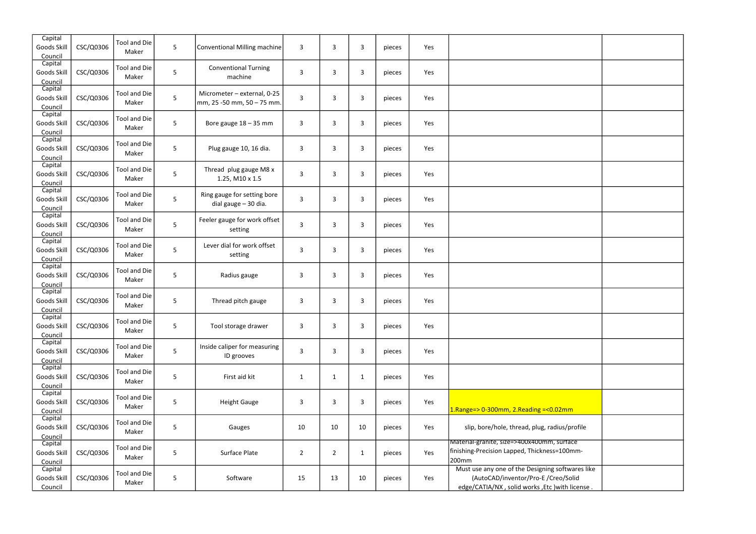| | | | | | | | | | | | |
|---|---|---|---|---|---|---|---|---|---|---|---|
| Capital Goods Skill Council | CSC/Q0306 | Tool and Die Maker | 5 | Conventional Milling machine | 3 | 3 | 3 | pieces | Yes | | |
| Capital Goods Skill Council | CSC/Q0306 | Tool and Die Maker | 5 | Conventional Turning machine | 3 | 3 | 3 | pieces | Yes | | |
| Capital Goods Skill Council | CSC/Q0306 | Tool and Die Maker | 5 | Micrometer – external, 0-25 mm, 25 -50 mm, 50 – 75 mm. | 3 | 3 | 3 | pieces | Yes | | |
| Capital Goods Skill Council | CSC/Q0306 | Tool and Die Maker | 5 | Bore gauge 18 – 35 mm | 3 | 3 | 3 | pieces | Yes | | |
| Capital Goods Skill Council | CSC/Q0306 | Tool and Die Maker | 5 | Plug gauge 10, 16 dia. | 3 | 3 | 3 | pieces | Yes | | |
| Capital Goods Skill Council | CSC/Q0306 | Tool and Die Maker | 5 | Thread plug gauge M8 x 1.25, M10 x 1.5 | 3 | 3 | 3 | pieces | Yes | | |
| Capital Goods Skill Council | CSC/Q0306 | Tool and Die Maker | 5 | Ring gauge for setting bore dial gauge – 30 dia. | 3 | 3 | 3 | pieces | Yes | | |
| Capital Goods Skill Council | CSC/Q0306 | Tool and Die Maker | 5 | Feeler gauge for work offset setting | 3 | 3 | 3 | pieces | Yes | | |
| Capital Goods Skill Council | CSC/Q0306 | Tool and Die Maker | 5 | Lever dial for work offset setting | 3 | 3 | 3 | pieces | Yes | | |
| Capital Goods Skill Council | CSC/Q0306 | Tool and Die Maker | 5 | Radius gauge | 3 | 3 | 3 | pieces | Yes | | |
| Capital Goods Skill Council | CSC/Q0306 | Tool and Die Maker | 5 | Thread pitch gauge | 3 | 3 | 3 | pieces | Yes | | |
| Capital Goods Skill Council | CSC/Q0306 | Tool and Die Maker | 5 | Tool storage drawer | 3 | 3 | 3 | pieces | Yes | | |
| Capital Goods Skill Council | CSC/Q0306 | Tool and Die Maker | 5 | Inside caliper for measuring ID grooves | 3 | 3 | 3 | pieces | Yes | | |
| Capital Goods Skill Council | CSC/Q0306 | Tool and Die Maker | 5 | First aid kit | 1 | 1 | 1 | pieces | Yes | | |
| Capital Goods Skill Council | CSC/Q0306 | Tool and Die Maker | 5 | Height Gauge | 3 | 3 | 3 | pieces | Yes | 1.Range=> 0-300mm, 2.Reading =<0.02mm | |
| Capital Goods Skill Council | CSC/Q0306 | Tool and Die Maker | 5 | Gauges | 10 | 10 | 10 | pieces | Yes | slip, bore/hole, thread, plug, radius/profile | |
| Capital Goods Skill Council | CSC/Q0306 | Tool and Die Maker | 5 | Surface Plate | 2 | 2 | 1 | pieces | Yes | Material-granite, size=>400x400mm, surface finishing-Precision Lapped, Thickness=100mm-200mm | |
| Capital Goods Skill Council | CSC/Q0306 | Tool and Die Maker | 5 | Software | 15 | 13 | 10 | pieces | Yes | Must use any one of the Designing softwares like (AutoCAD/inventor/Pro-E /Creo/Solid edge/CATIA/NX , solid works ,Etc )with license . | |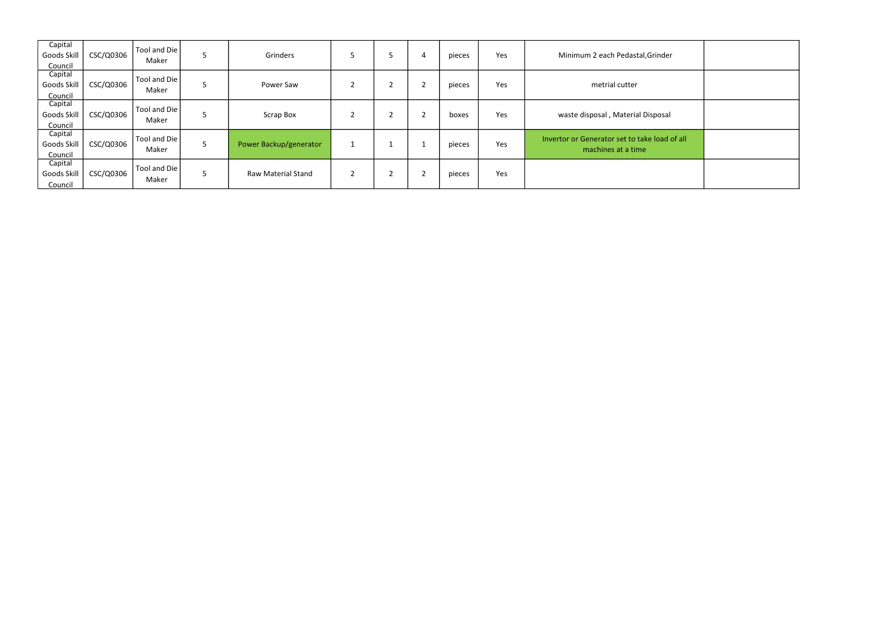| | | | | | | | | | | | |
|---|---|---|---|---|---|---|---|---|---|---|---|
| Capital Goods Skill Council | CSC/Q0306 | Tool and Die Maker | 5 | Grinders | 5 | 5 | 4 | pieces | Yes | Minimum 2 each Pedastal,Grinder | |
| Capital Goods Skill Council | CSC/Q0306 | Tool and Die Maker | 5 | Power Saw | 2 | 2 | 2 | pieces | Yes | metrial cutter | |
| Capital Goods Skill Council | CSC/Q0306 | Tool and Die Maker | 5 | Scrap Box | 2 | 2 | 2 | boxes | Yes | waste disposal , Material Disposal | |
| Capital Goods Skill Council | CSC/Q0306 | Tool and Die Maker | 5 | Power Backup/generator | 1 | 1 | 1 | pieces | Yes | Invertor or Generator set to take load of all machines at a time | |
| Capital Goods Skill Council | CSC/Q0306 | Tool and Die Maker | 5 | Raw Material Stand | 2 | 2 | 2 | pieces | Yes | | |